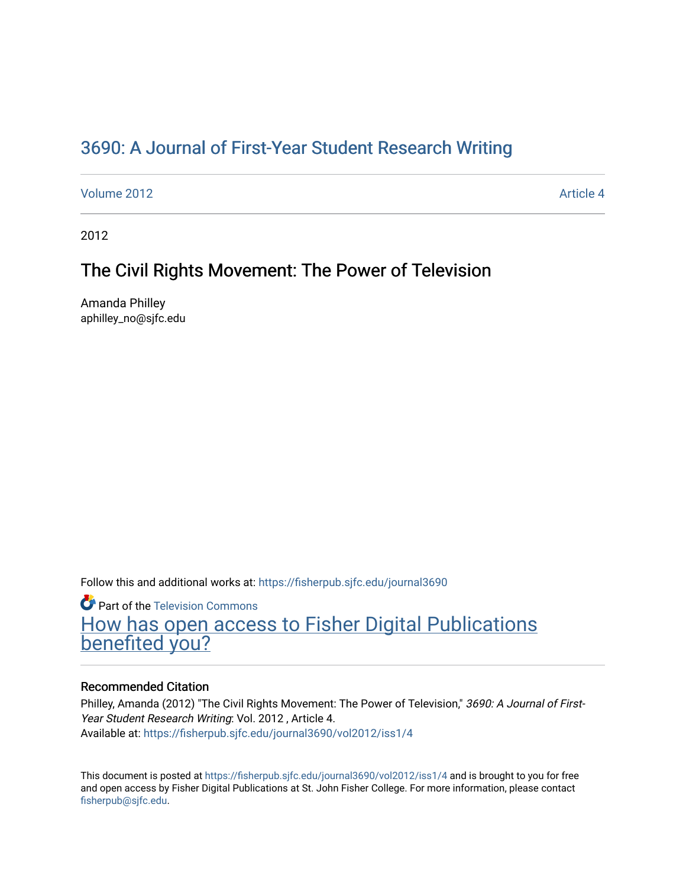# 3690: A Journal of First-Year Student Research Writing

Volume 2012 Article 4

2012

## The Civil Rights Movement: The Power of Television

Amanda Philley
aphilley_no@sjfc.edu

Follow this and additional works at: https://fisherpub.sjfc.edu/journal3690

Part of the Television Commons

How has open access to Fisher Digital Publications benefited you?

### Recommended Citation

Philley, Amanda (2012) "The Civil Rights Movement: The Power of Television," *3690: A Journal of First-Year Student Research Writing*: Vol. 2012 , Article 4.
Available at: https://fisherpub.sjfc.edu/journal3690/vol2012/iss1/4

This document is posted at https://fisherpub.sjfc.edu/journal3690/vol2012/iss1/4 and is brought to you for free and open access by Fisher Digital Publications at St. John Fisher College. For more information, please contact fisherpub@sjfc.edu.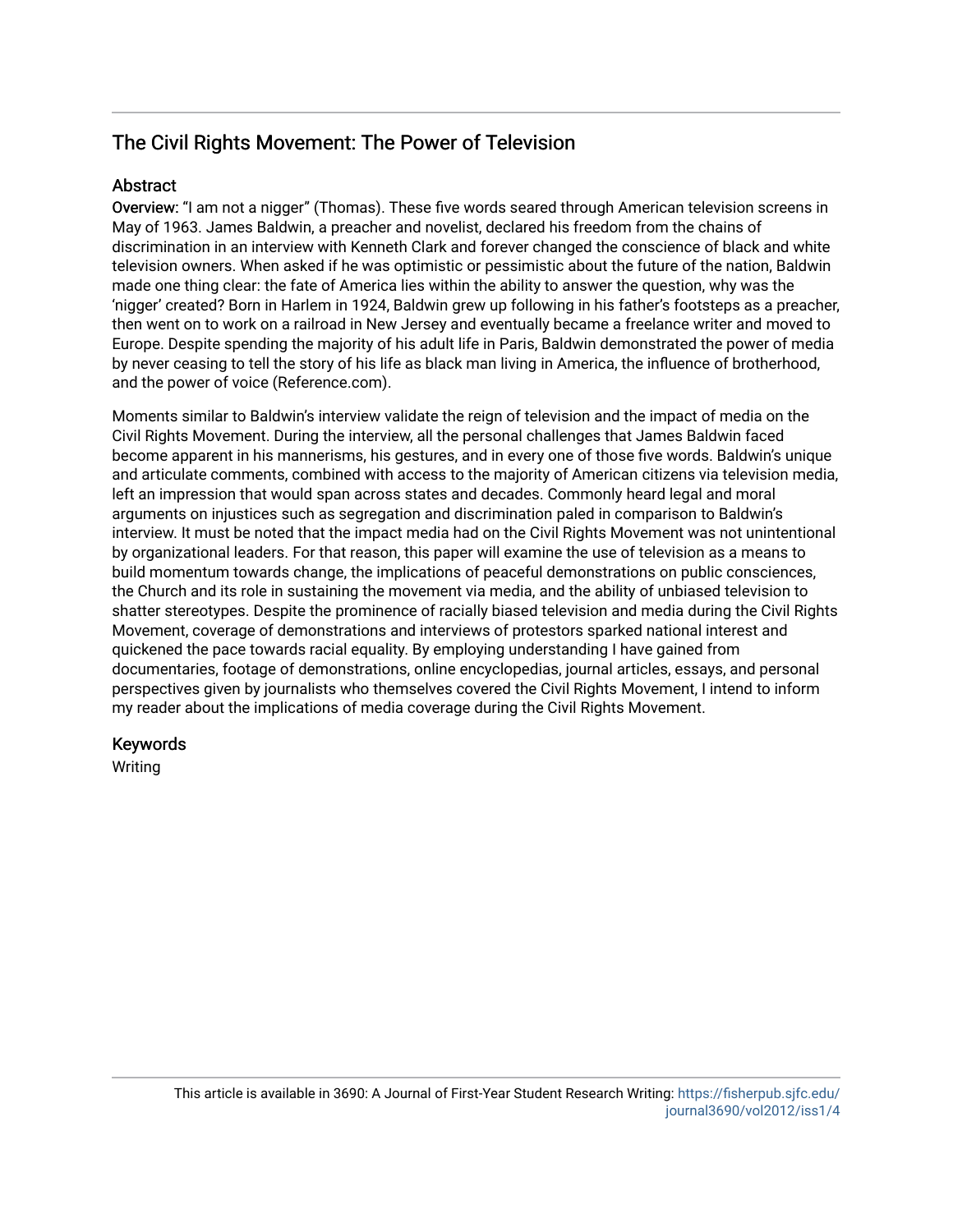## The Civil Rights Movement: The Power of Television

### Abstract

**Overview:** "I am not a nigger" (Thomas). These five words seared through American television screens in May of 1963. James Baldwin, a preacher and novelist, declared his freedom from the chains of discrimination in an interview with Kenneth Clark and forever changed the conscience of black and white television owners. When asked if he was optimistic or pessimistic about the future of the nation, Baldwin made one thing clear: the fate of America lies within the ability to answer the question, why was the 'nigger' created? Born in Harlem in 1924, Baldwin grew up following in his father's footsteps as a preacher, then went on to work on a railroad in New Jersey and eventually became a freelance writer and moved to Europe. Despite spending the majority of his adult life in Paris, Baldwin demonstrated the power of media by never ceasing to tell the story of his life as black man living in America, the influence of brotherhood, and the power of voice (Reference.com).

Moments similar to Baldwin's interview validate the reign of television and the impact of media on the Civil Rights Movement. During the interview, all the personal challenges that James Baldwin faced become apparent in his mannerisms, his gestures, and in every one of those five words. Baldwin's unique and articulate comments, combined with access to the majority of American citizens via television media, left an impression that would span across states and decades. Commonly heard legal and moral arguments on injustices such as segregation and discrimination paled in comparison to Baldwin's interview. It must be noted that the impact media had on the Civil Rights Movement was not unintentional by organizational leaders. For that reason, this paper will examine the use of television as a means to build momentum towards change, the implications of peaceful demonstrations on public consciences, the Church and its role in sustaining the movement via media, and the ability of unbiased television to shatter stereotypes. Despite the prominence of racially biased television and media during the Civil Rights Movement, coverage of demonstrations and interviews of protestors sparked national interest and quickened the pace towards racial equality. By employing understanding I have gained from documentaries, footage of demonstrations, online encyclopedias, journal articles, essays, and personal perspectives given by journalists who themselves covered the Civil Rights Movement, I intend to inform my reader about the implications of media coverage during the Civil Rights Movement.

### Keywords

Writing

This article is available in 3690: A Journal of First-Year Student Research Writing: https://fisherpub.sjfc.edu/journal3690/vol2012/iss1/4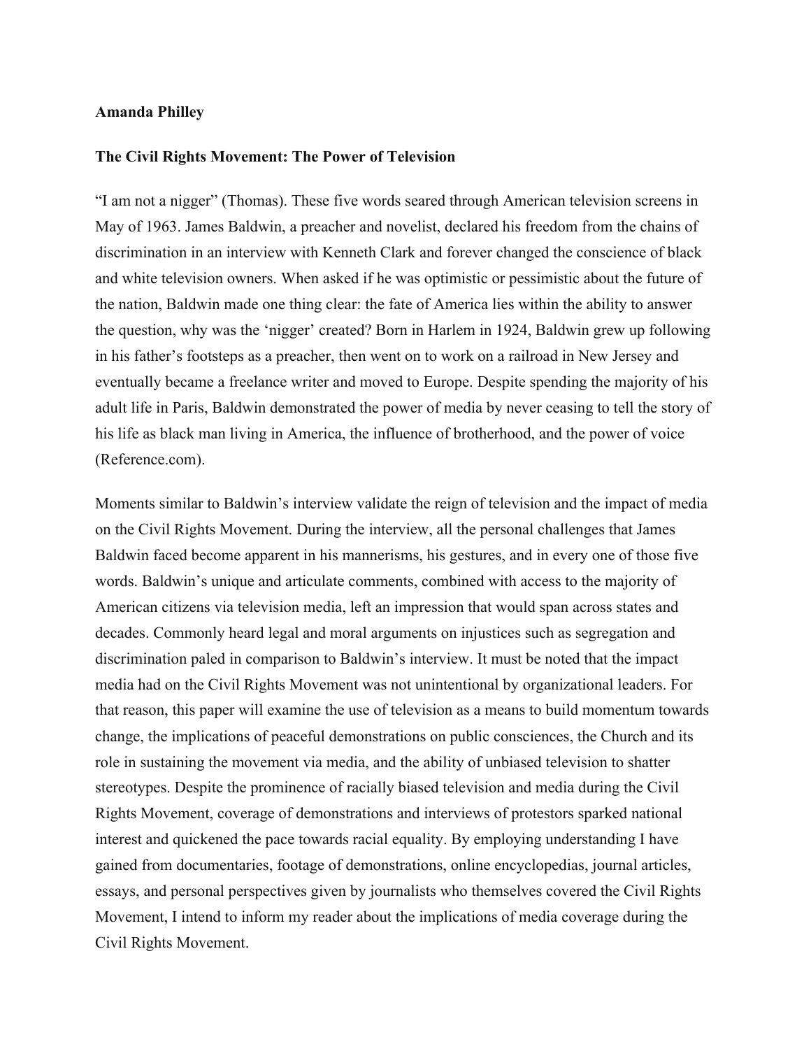**Amanda Philley**

**The Civil Rights Movement: The Power of Television**

"I am not a nigger" (Thomas). These five words seared through American television screens in May of 1963. James Baldwin, a preacher and novelist, declared his freedom from the chains of discrimination in an interview with Kenneth Clark and forever changed the conscience of black and white television owners. When asked if he was optimistic or pessimistic about the future of the nation, Baldwin made one thing clear: the fate of America lies within the ability to answer the question, why was the 'nigger' created? Born in Harlem in 1924, Baldwin grew up following in his father's footsteps as a preacher, then went on to work on a railroad in New Jersey and eventually became a freelance writer and moved to Europe. Despite spending the majority of his adult life in Paris, Baldwin demonstrated the power of media by never ceasing to tell the story of his life as black man living in America, the influence of brotherhood, and the power of voice (Reference.com).

Moments similar to Baldwin's interview validate the reign of television and the impact of media on the Civil Rights Movement. During the interview, all the personal challenges that James Baldwin faced become apparent in his mannerisms, his gestures, and in every one of those five words. Baldwin's unique and articulate comments, combined with access to the majority of American citizens via television media, left an impression that would span across states and decades. Commonly heard legal and moral arguments on injustices such as segregation and discrimination paled in comparison to Baldwin's interview. It must be noted that the impact media had on the Civil Rights Movement was not unintentional by organizational leaders. For that reason, this paper will examine the use of television as a means to build momentum towards change, the implications of peaceful demonstrations on public consciences, the Church and its role in sustaining the movement via media, and the ability of unbiased television to shatter stereotypes. Despite the prominence of racially biased television and media during the Civil Rights Movement, coverage of demonstrations and interviews of protestors sparked national interest and quickened the pace towards racial equality. By employing understanding I have gained from documentaries, footage of demonstrations, online encyclopedias, journal articles, essays, and personal perspectives given by journalists who themselves covered the Civil Rights Movement, I intend to inform my reader about the implications of media coverage during the Civil Rights Movement.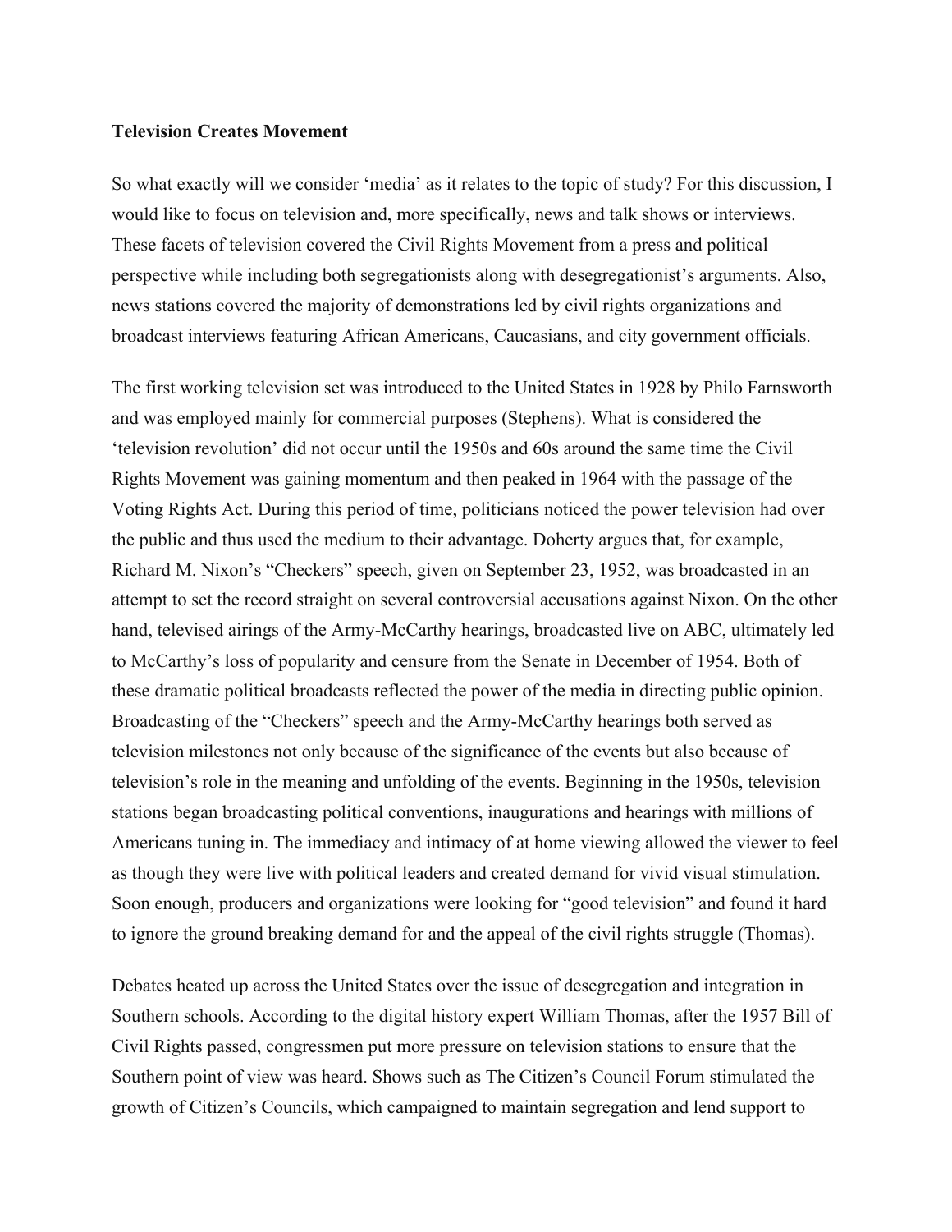**Television Creates Movement**

So what exactly will we consider 'media' as it relates to the topic of study? For this discussion, I would like to focus on television and, more specifically, news and talk shows or interviews. These facets of television covered the Civil Rights Movement from a press and political perspective while including both segregationists along with desegregationist's arguments. Also, news stations covered the majority of demonstrations led by civil rights organizations and broadcast interviews featuring African Americans, Caucasians, and city government officials.

The first working television set was introduced to the United States in 1928 by Philo Farnsworth and was employed mainly for commercial purposes (Stephens). What is considered the 'television revolution' did not occur until the 1950s and 60s around the same time the Civil Rights Movement was gaining momentum and then peaked in 1964 with the passage of the Voting Rights Act. During this period of time, politicians noticed the power television had over the public and thus used the medium to their advantage. Doherty argues that, for example, Richard M. Nixon's "Checkers" speech, given on September 23, 1952, was broadcasted in an attempt to set the record straight on several controversial accusations against Nixon. On the other hand, televised airings of the Army-McCarthy hearings, broadcasted live on ABC, ultimately led to McCarthy's loss of popularity and censure from the Senate in December of 1954. Both of these dramatic political broadcasts reflected the power of the media in directing public opinion. Broadcasting of the "Checkers" speech and the Army-McCarthy hearings both served as television milestones not only because of the significance of the events but also because of television's role in the meaning and unfolding of the events. Beginning in the 1950s, television stations began broadcasting political conventions, inaugurations and hearings with millions of Americans tuning in. The immediacy and intimacy of at home viewing allowed the viewer to feel as though they were live with political leaders and created demand for vivid visual stimulation. Soon enough, producers and organizations were looking for "good television" and found it hard to ignore the ground breaking demand for and the appeal of the civil rights struggle (Thomas).

Debates heated up across the United States over the issue of desegregation and integration in Southern schools. According to the digital history expert William Thomas, after the 1957 Bill of Civil Rights passed, congressmen put more pressure on television stations to ensure that the Southern point of view was heard. Shows such as The Citizen's Council Forum stimulated the growth of Citizen's Councils, which campaigned to maintain segregation and lend support to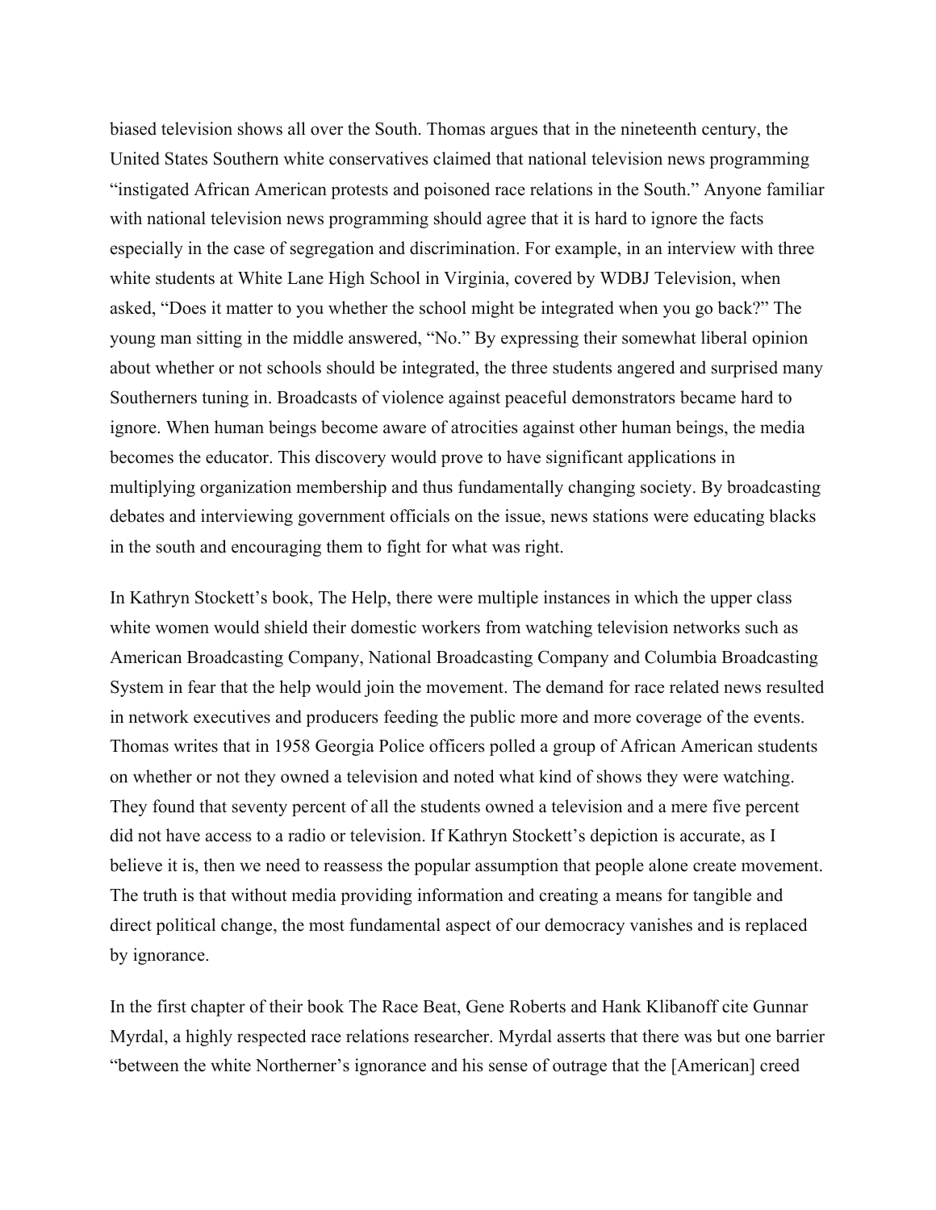biased television shows all over the South. Thomas argues that in the nineteenth century, the United States Southern white conservatives claimed that national television news programming "instigated African American protests and poisoned race relations in the South." Anyone familiar with national television news programming should agree that it is hard to ignore the facts especially in the case of segregation and discrimination. For example, in an interview with three white students at White Lane High School in Virginia, covered by WDBJ Television, when asked, "Does it matter to you whether the school might be integrated when you go back?" The young man sitting in the middle answered, "No." By expressing their somewhat liberal opinion about whether or not schools should be integrated, the three students angered and surprised many Southerners tuning in. Broadcasts of violence against peaceful demonstrators became hard to ignore. When human beings become aware of atrocities against other human beings, the media becomes the educator. This discovery would prove to have significant applications in multiplying organization membership and thus fundamentally changing society. By broadcasting debates and interviewing government officials on the issue, news stations were educating blacks in the south and encouraging them to fight for what was right.

In Kathryn Stockett's book, The Help, there were multiple instances in which the upper class white women would shield their domestic workers from watching television networks such as American Broadcasting Company, National Broadcasting Company and Columbia Broadcasting System in fear that the help would join the movement. The demand for race related news resulted in network executives and producers feeding the public more and more coverage of the events. Thomas writes that in 1958 Georgia Police officers polled a group of African American students on whether or not they owned a television and noted what kind of shows they were watching. They found that seventy percent of all the students owned a television and a mere five percent did not have access to a radio or television. If Kathryn Stockett's depiction is accurate, as I believe it is, then we need to reassess the popular assumption that people alone create movement. The truth is that without media providing information and creating a means for tangible and direct political change, the most fundamental aspect of our democracy vanishes and is replaced by ignorance.

In the first chapter of their book The Race Beat, Gene Roberts and Hank Klibanoff cite Gunnar Myrdal, a highly respected race relations researcher. Myrdal asserts that there was but one barrier "between the white Northerner's ignorance and his sense of outrage that the [American] creed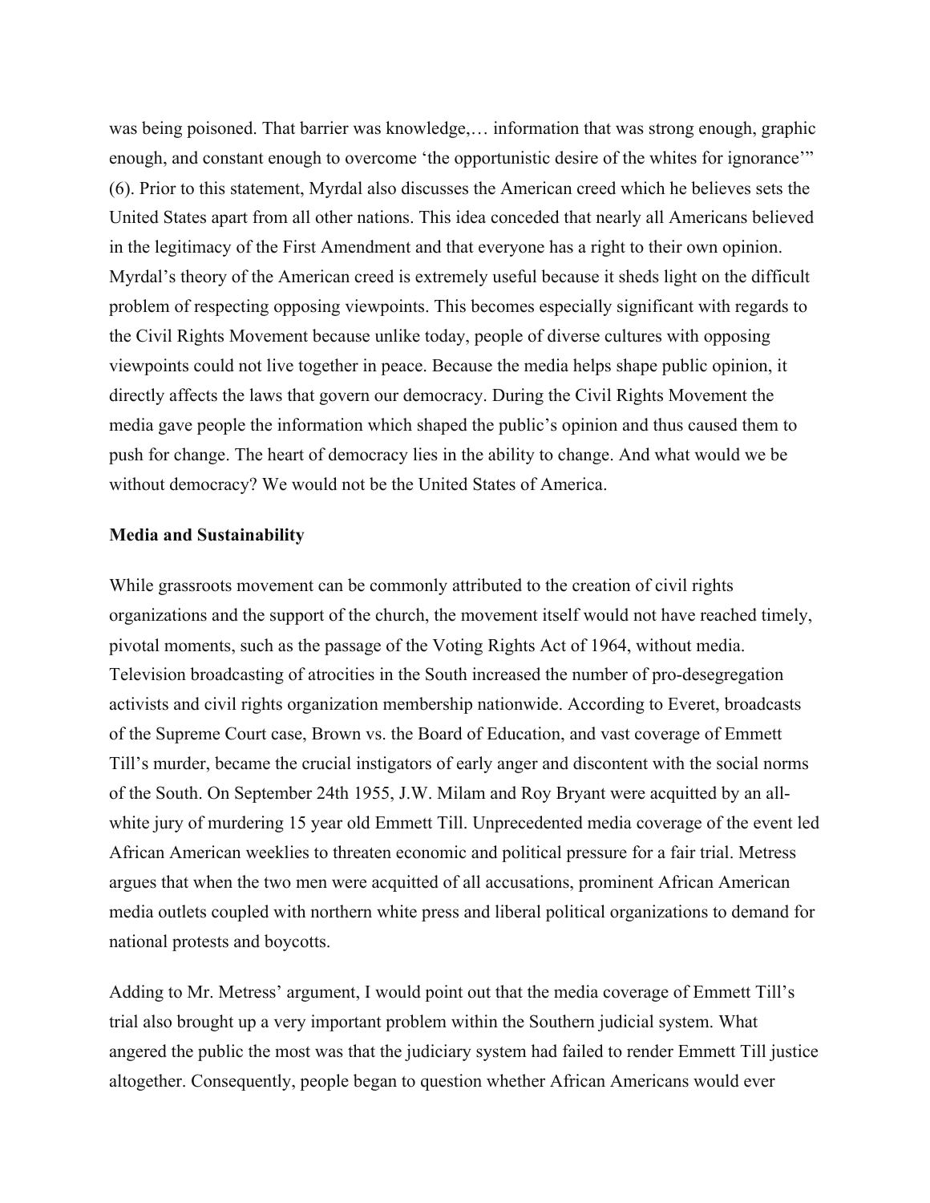was being poisoned. That barrier was knowledge,… information that was strong enough, graphic enough, and constant enough to overcome 'the opportunistic desire of the whites for ignorance'" (6). Prior to this statement, Myrdal also discusses the American creed which he believes sets the United States apart from all other nations. This idea conceded that nearly all Americans believed in the legitimacy of the First Amendment and that everyone has a right to their own opinion. Myrdal's theory of the American creed is extremely useful because it sheds light on the difficult problem of respecting opposing viewpoints. This becomes especially significant with regards to the Civil Rights Movement because unlike today, people of diverse cultures with opposing viewpoints could not live together in peace. Because the media helps shape public opinion, it directly affects the laws that govern our democracy. During the Civil Rights Movement the media gave people the information which shaped the public's opinion and thus caused them to push for change. The heart of democracy lies in the ability to change. And what would we be without democracy? We would not be the United States of America.

**Media and Sustainability**

While grassroots movement can be commonly attributed to the creation of civil rights organizations and the support of the church, the movement itself would not have reached timely, pivotal moments, such as the passage of the Voting Rights Act of 1964, without media. Television broadcasting of atrocities in the South increased the number of pro-desegregation activists and civil rights organization membership nationwide. According to Everet, broadcasts of the Supreme Court case, Brown vs. the Board of Education, and vast coverage of Emmett Till's murder, became the crucial instigators of early anger and discontent with the social norms of the South. On September 24th 1955, J.W. Milam and Roy Bryant were acquitted by an all-white jury of murdering 15 year old Emmett Till. Unprecedented media coverage of the event led African American weeklies to threaten economic and political pressure for a fair trial. Metress argues that when the two men were acquitted of all accusations, prominent African American media outlets coupled with northern white press and liberal political organizations to demand for national protests and boycotts.

Adding to Mr. Metress' argument, I would point out that the media coverage of Emmett Till's trial also brought up a very important problem within the Southern judicial system. What angered the public the most was that the judiciary system had failed to render Emmett Till justice altogether. Consequently, people began to question whether African Americans would ever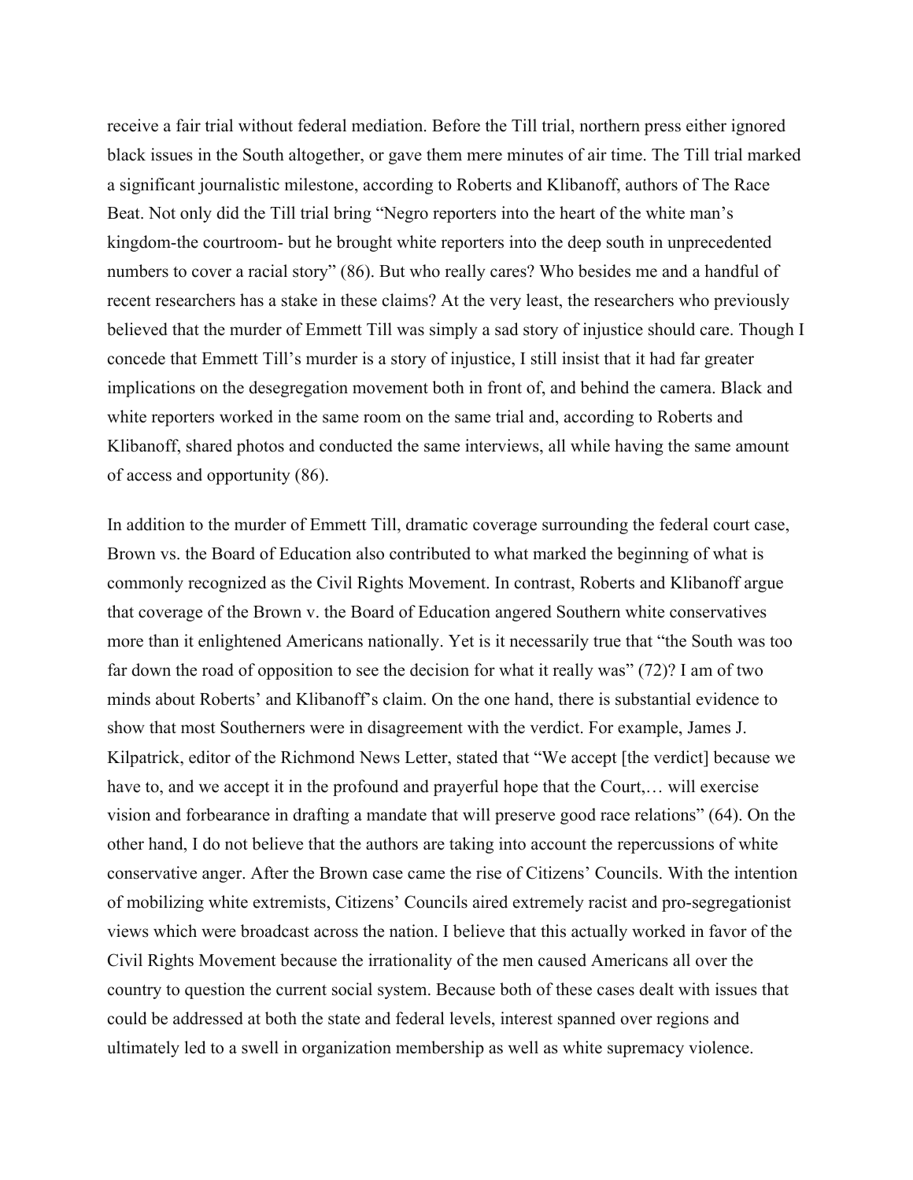receive a fair trial without federal mediation. Before the Till trial, northern press either ignored black issues in the South altogether, or gave them mere minutes of air time. The Till trial marked a significant journalistic milestone, according to Roberts and Klibanoff, authors of The Race Beat. Not only did the Till trial bring "Negro reporters into the heart of the white man's kingdom-the courtroom- but he brought white reporters into the deep south in unprecedented numbers to cover a racial story" (86). But who really cares? Who besides me and a handful of recent researchers has a stake in these claims? At the very least, the researchers who previously believed that the murder of Emmett Till was simply a sad story of injustice should care. Though I concede that Emmett Till's murder is a story of injustice, I still insist that it had far greater implications on the desegregation movement both in front of, and behind the camera. Black and white reporters worked in the same room on the same trial and, according to Roberts and Klibanoff, shared photos and conducted the same interviews, all while having the same amount of access and opportunity (86).

In addition to the murder of Emmett Till, dramatic coverage surrounding the federal court case, Brown vs. the Board of Education also contributed to what marked the beginning of what is commonly recognized as the Civil Rights Movement. In contrast, Roberts and Klibanoff argue that coverage of the Brown v. the Board of Education angered Southern white conservatives more than it enlightened Americans nationally. Yet is it necessarily true that "the South was too far down the road of opposition to see the decision for what it really was" (72)? I am of two minds about Roberts' and Klibanoff's claim. On the one hand, there is substantial evidence to show that most Southerners were in disagreement with the verdict. For example, James J. Kilpatrick, editor of the Richmond News Letter, stated that "We accept [the verdict] because we have to, and we accept it in the profound and prayerful hope that the Court,… will exercise vision and forbearance in drafting a mandate that will preserve good race relations" (64). On the other hand, I do not believe that the authors are taking into account the repercussions of white conservative anger. After the Brown case came the rise of Citizens' Councils. With the intention of mobilizing white extremists, Citizens' Councils aired extremely racist and pro-segregationist views which were broadcast across the nation. I believe that this actually worked in favor of the Civil Rights Movement because the irrationality of the men caused Americans all over the country to question the current social system. Because both of these cases dealt with issues that could be addressed at both the state and federal levels, interest spanned over regions and ultimately led to a swell in organization membership as well as white supremacy violence.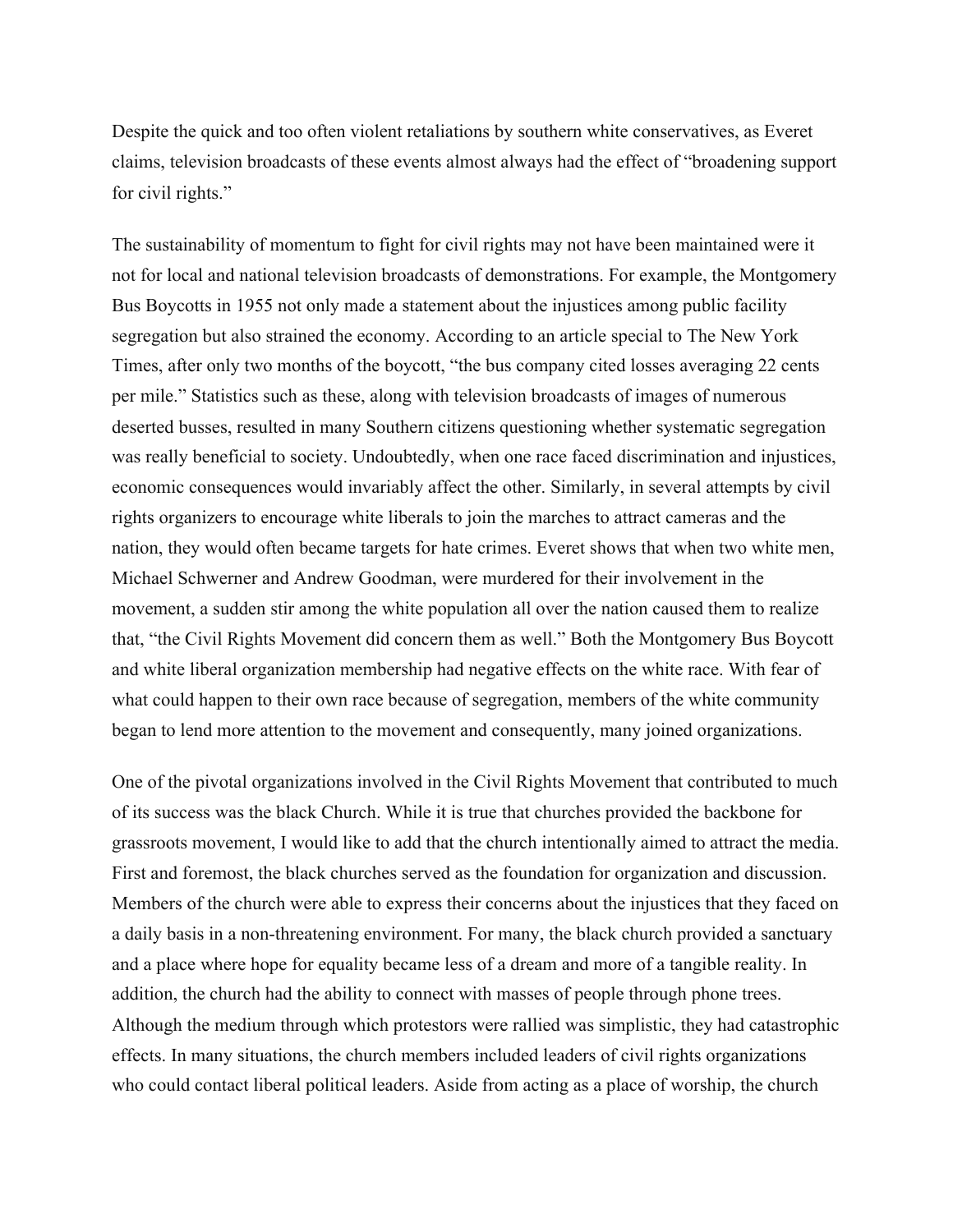Despite the quick and too often violent retaliations by southern white conservatives, as Everet claims, television broadcasts of these events almost always had the effect of "broadening support for civil rights."

The sustainability of momentum to fight for civil rights may not have been maintained were it not for local and national television broadcasts of demonstrations. For example, the Montgomery Bus Boycotts in 1955 not only made a statement about the injustices among public facility segregation but also strained the economy. According to an article special to The New York Times, after only two months of the boycott, "the bus company cited losses averaging 22 cents per mile." Statistics such as these, along with television broadcasts of images of numerous deserted busses, resulted in many Southern citizens questioning whether systematic segregation was really beneficial to society. Undoubtedly, when one race faced discrimination and injustices, economic consequences would invariably affect the other. Similarly, in several attempts by civil rights organizers to encourage white liberals to join the marches to attract cameras and the nation, they would often became targets for hate crimes. Everet shows that when two white men, Michael Schwerner and Andrew Goodman, were murdered for their involvement in the movement, a sudden stir among the white population all over the nation caused them to realize that, "the Civil Rights Movement did concern them as well." Both the Montgomery Bus Boycott and white liberal organization membership had negative effects on the white race. With fear of what could happen to their own race because of segregation, members of the white community began to lend more attention to the movement and consequently, many joined organizations.

One of the pivotal organizations involved in the Civil Rights Movement that contributed to much of its success was the black Church. While it is true that churches provided the backbone for grassroots movement, I would like to add that the church intentionally aimed to attract the media. First and foremost, the black churches served as the foundation for organization and discussion. Members of the church were able to express their concerns about the injustices that they faced on a daily basis in a non-threatening environment. For many, the black church provided a sanctuary and a place where hope for equality became less of a dream and more of a tangible reality. In addition, the church had the ability to connect with masses of people through phone trees. Although the medium through which protestors were rallied was simplistic, they had catastrophic effects. In many situations, the church members included leaders of civil rights organizations who could contact liberal political leaders. Aside from acting as a place of worship, the church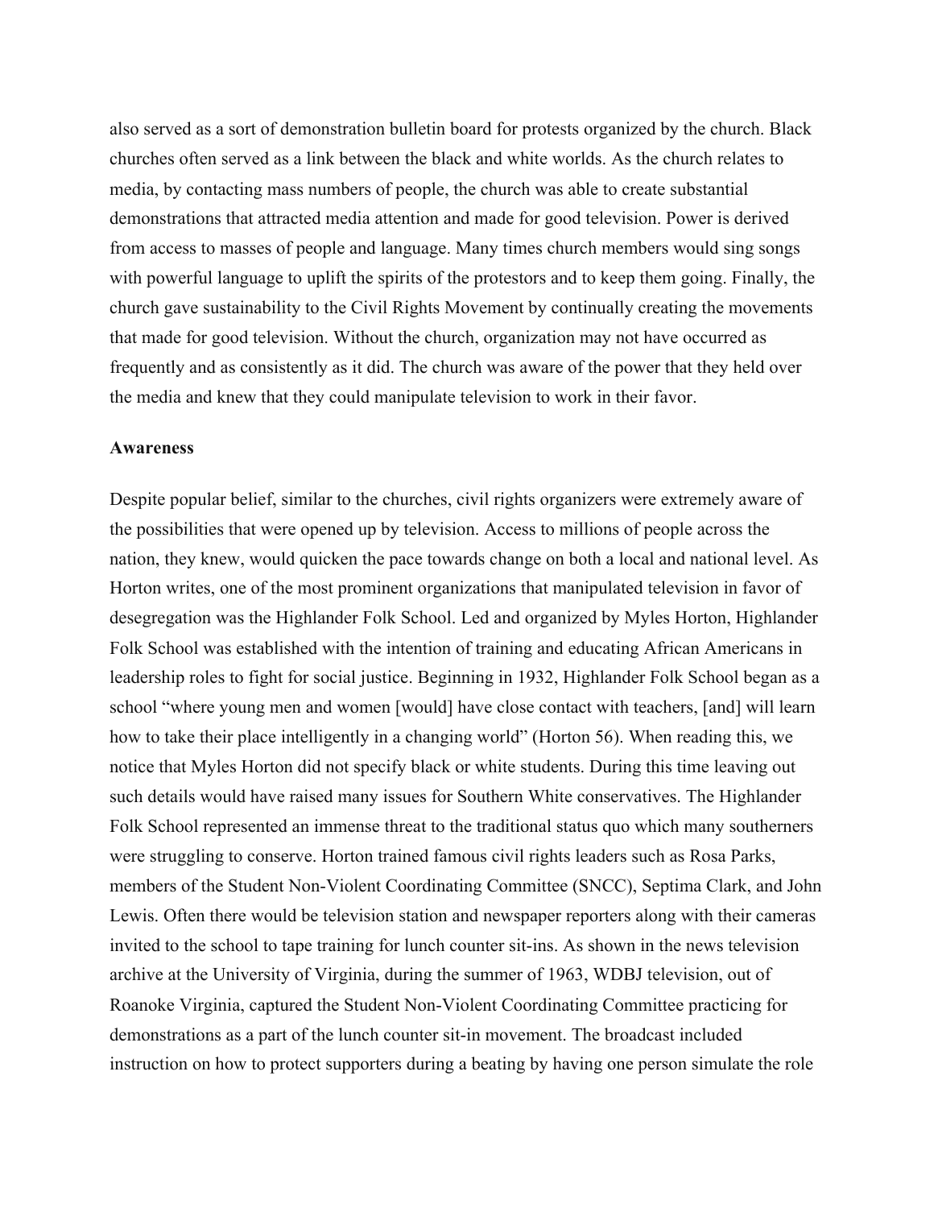also served as a sort of demonstration bulletin board for protests organized by the church. Black churches often served as a link between the black and white worlds. As the church relates to media, by contacting mass numbers of people, the church was able to create substantial demonstrations that attracted media attention and made for good television. Power is derived from access to masses of people and language. Many times church members would sing songs with powerful language to uplift the spirits of the protestors and to keep them going. Finally, the church gave sustainability to the Civil Rights Movement by continually creating the movements that made for good television. Without the church, organization may not have occurred as frequently and as consistently as it did. The church was aware of the power that they held over the media and knew that they could manipulate television to work in their favor.

**Awareness**

Despite popular belief, similar to the churches, civil rights organizers were extremely aware of the possibilities that were opened up by television. Access to millions of people across the nation, they knew, would quicken the pace towards change on both a local and national level. As Horton writes, one of the most prominent organizations that manipulated television in favor of desegregation was the Highlander Folk School. Led and organized by Myles Horton, Highlander Folk School was established with the intention of training and educating African Americans in leadership roles to fight for social justice. Beginning in 1932, Highlander Folk School began as a school "where young men and women [would] have close contact with teachers, [and] will learn how to take their place intelligently in a changing world" (Horton 56). When reading this, we notice that Myles Horton did not specify black or white students. During this time leaving out such details would have raised many issues for Southern White conservatives. The Highlander Folk School represented an immense threat to the traditional status quo which many southerners were struggling to conserve. Horton trained famous civil rights leaders such as Rosa Parks, members of the Student Non-Violent Coordinating Committee (SNCC), Septima Clark, and John Lewis. Often there would be television station and newspaper reporters along with their cameras invited to the school to tape training for lunch counter sit-ins. As shown in the news television archive at the University of Virginia, during the summer of 1963, WDBJ television, out of Roanoke Virginia, captured the Student Non-Violent Coordinating Committee practicing for demonstrations as a part of the lunch counter sit-in movement. The broadcast included instruction on how to protect supporters during a beating by having one person simulate the role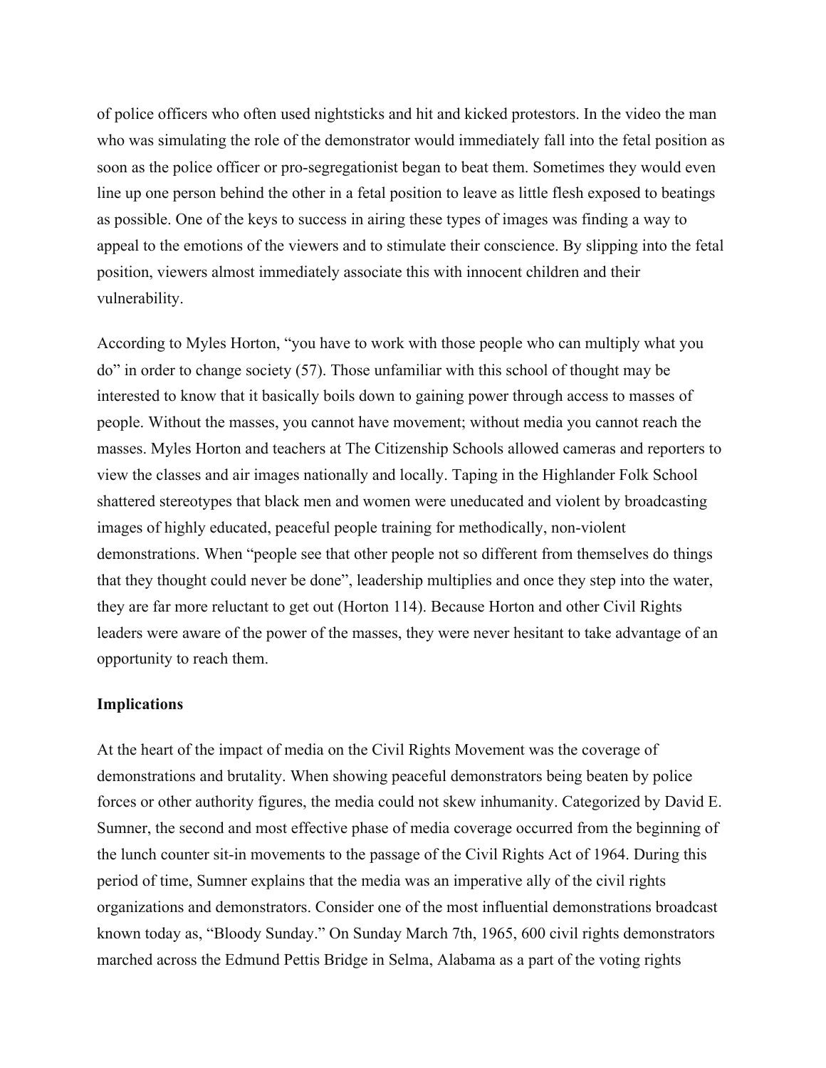of police officers who often used nightsticks and hit and kicked protestors. In the video the man who was simulating the role of the demonstrator would immediately fall into the fetal position as soon as the police officer or pro-segregationist began to beat them. Sometimes they would even line up one person behind the other in a fetal position to leave as little flesh exposed to beatings as possible. One of the keys to success in airing these types of images was finding a way to appeal to the emotions of the viewers and to stimulate their conscience. By slipping into the fetal position, viewers almost immediately associate this with innocent children and their vulnerability.

According to Myles Horton, "you have to work with those people who can multiply what you do" in order to change society (57). Those unfamiliar with this school of thought may be interested to know that it basically boils down to gaining power through access to masses of people. Without the masses, you cannot have movement; without media you cannot reach the masses. Myles Horton and teachers at The Citizenship Schools allowed cameras and reporters to view the classes and air images nationally and locally. Taping in the Highlander Folk School shattered stereotypes that black men and women were uneducated and violent by broadcasting images of highly educated, peaceful people training for methodically, non-violent demonstrations. When "people see that other people not so different from themselves do things that they thought could never be done", leadership multiplies and once they step into the water, they are far more reluctant to get out (Horton 114). Because Horton and other Civil Rights leaders were aware of the power of the masses, they were never hesitant to take advantage of an opportunity to reach them.

**Implications**

At the heart of the impact of media on the Civil Rights Movement was the coverage of demonstrations and brutality. When showing peaceful demonstrators being beaten by police forces or other authority figures, the media could not skew inhumanity. Categorized by David E. Sumner, the second and most effective phase of media coverage occurred from the beginning of the lunch counter sit-in movements to the passage of the Civil Rights Act of 1964. During this period of time, Sumner explains that the media was an imperative ally of the civil rights organizations and demonstrators. Consider one of the most influential demonstrations broadcast known today as, "Bloody Sunday." On Sunday March 7th, 1965, 600 civil rights demonstrators marched across the Edmund Pettis Bridge in Selma, Alabama as a part of the voting rights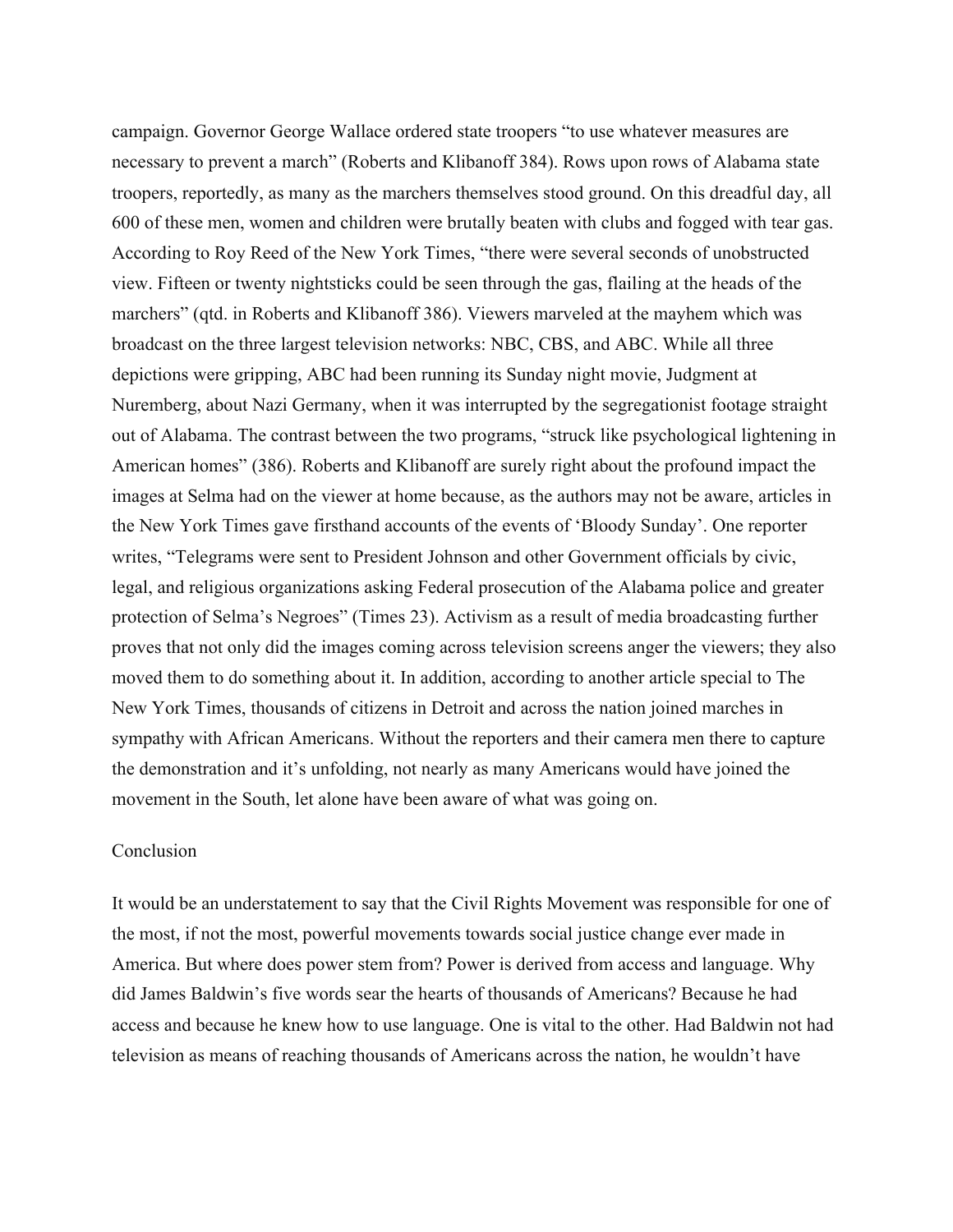campaign. Governor George Wallace ordered state troopers "to use whatever measures are necessary to prevent a march" (Roberts and Klibanoff 384). Rows upon rows of Alabama state troopers, reportedly, as many as the marchers themselves stood ground. On this dreadful day, all 600 of these men, women and children were brutally beaten with clubs and fogged with tear gas. According to Roy Reed of the New York Times, "there were several seconds of unobstructed view. Fifteen or twenty nightsticks could be seen through the gas, flailing at the heads of the marchers" (qtd. in Roberts and Klibanoff 386). Viewers marveled at the mayhem which was broadcast on the three largest television networks: NBC, CBS, and ABC. While all three depictions were gripping, ABC had been running its Sunday night movie, Judgment at Nuremberg, about Nazi Germany, when it was interrupted by the segregationist footage straight out of Alabama. The contrast between the two programs, "struck like psychological lightening in American homes" (386). Roberts and Klibanoff are surely right about the profound impact the images at Selma had on the viewer at home because, as the authors may not be aware, articles in the New York Times gave firsthand accounts of the events of 'Bloody Sunday'. One reporter writes, "Telegrams were sent to President Johnson and other Government officials by civic, legal, and religious organizations asking Federal prosecution of the Alabama police and greater protection of Selma's Negroes" (Times 23). Activism as a result of media broadcasting further proves that not only did the images coming across television screens anger the viewers; they also moved them to do something about it. In addition, according to another article special to The New York Times, thousands of citizens in Detroit and across the nation joined marches in sympathy with African Americans. Without the reporters and their camera men there to capture the demonstration and it's unfolding, not nearly as many Americans would have joined the movement in the South, let alone have been aware of what was going on.

## Conclusion

It would be an understatement to say that the Civil Rights Movement was responsible for one of the most, if not the most, powerful movements towards social justice change ever made in America. But where does power stem from? Power is derived from access and language. Why did James Baldwin's five words sear the hearts of thousands of Americans? Because he had access and because he knew how to use language. One is vital to the other. Had Baldwin not had television as means of reaching thousands of Americans across the nation, he wouldn't have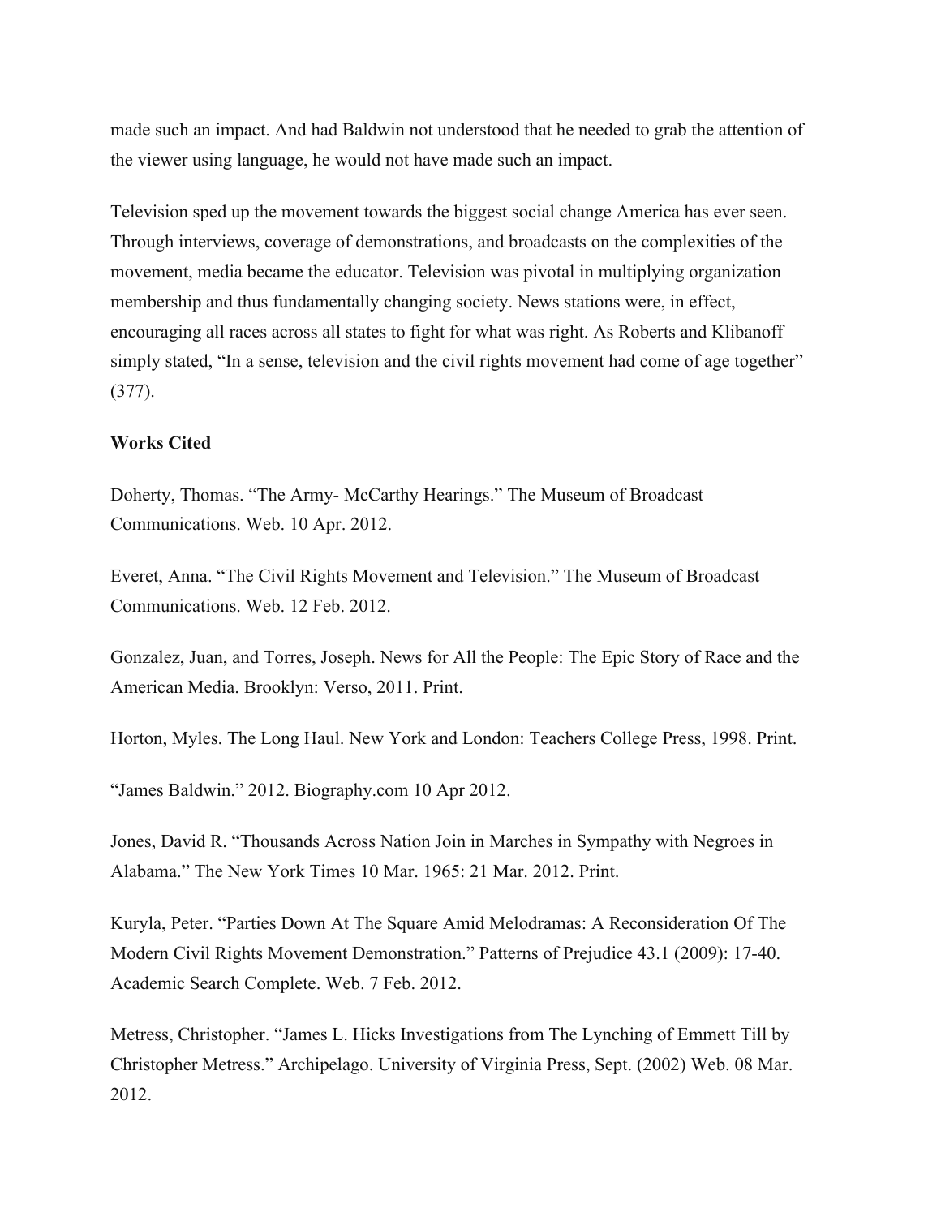made such an impact. And had Baldwin not understood that he needed to grab the attention of the viewer using language, he would not have made such an impact.

Television sped up the movement towards the biggest social change America has ever seen. Through interviews, coverage of demonstrations, and broadcasts on the complexities of the movement, media became the educator. Television was pivotal in multiplying organization membership and thus fundamentally changing society. News stations were, in effect, encouraging all races across all states to fight for what was right. As Roberts and Klibanoff simply stated, "In a sense, television and the civil rights movement had come of age together" (377).

**Works Cited**

Doherty, Thomas. "The Army- McCarthy Hearings." The Museum of Broadcast Communications. Web. 10 Apr. 2012.

Everet, Anna. "The Civil Rights Movement and Television." The Museum of Broadcast Communications. Web. 12 Feb. 2012.

Gonzalez, Juan, and Torres, Joseph. News for All the People: The Epic Story of Race and the American Media. Brooklyn: Verso, 2011. Print.

Horton, Myles. The Long Haul. New York and London: Teachers College Press, 1998. Print.

"James Baldwin." 2012. Biography.com 10 Apr 2012.

Jones, David R. "Thousands Across Nation Join in Marches in Sympathy with Negroes in Alabama." The New York Times 10 Mar. 1965: 21 Mar. 2012. Print.

Kuryla, Peter. "Parties Down At The Square Amid Melodramas: A Reconsideration Of The Modern Civil Rights Movement Demonstration." Patterns of Prejudice 43.1 (2009): 17-40. Academic Search Complete. Web. 7 Feb. 2012.

Metress, Christopher. "James L. Hicks Investigations from The Lynching of Emmett Till by Christopher Metress." Archipelago. University of Virginia Press, Sept. (2002) Web. 08 Mar. 2012.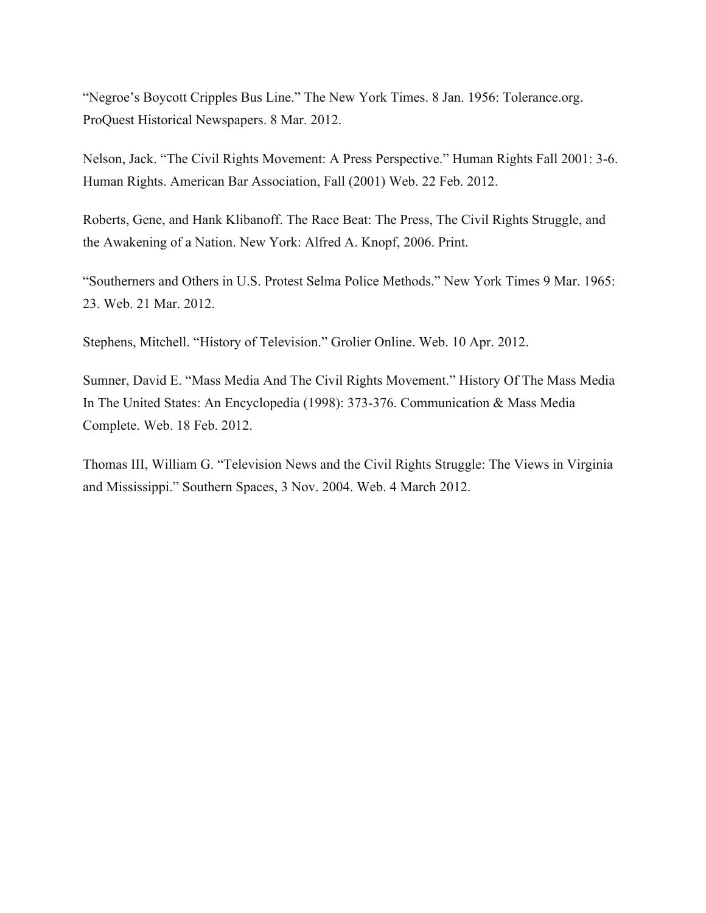"Negroe's Boycott Cripples Bus Line." The New York Times. 8 Jan. 1956: Tolerance.org. ProQuest Historical Newspapers. 8 Mar. 2012.

Nelson, Jack. "The Civil Rights Movement: A Press Perspective." Human Rights Fall 2001: 3-6. Human Rights. American Bar Association, Fall (2001) Web. 22 Feb. 2012.

Roberts, Gene, and Hank Klibanoff. The Race Beat: The Press, The Civil Rights Struggle, and the Awakening of a Nation. New York: Alfred A. Knopf, 2006. Print.

"Southerners and Others in U.S. Protest Selma Police Methods." New York Times 9 Mar. 1965: 23. Web. 21 Mar. 2012.

Stephens, Mitchell. "History of Television." Grolier Online. Web. 10 Apr. 2012.

Sumner, David E. "Mass Media And The Civil Rights Movement." History Of The Mass Media In The United States: An Encyclopedia (1998): 373-376. Communication & Mass Media Complete. Web. 18 Feb. 2012.

Thomas III, William G. "Television News and the Civil Rights Struggle: The Views in Virginia and Mississippi." Southern Spaces, 3 Nov. 2004. Web. 4 March 2012.